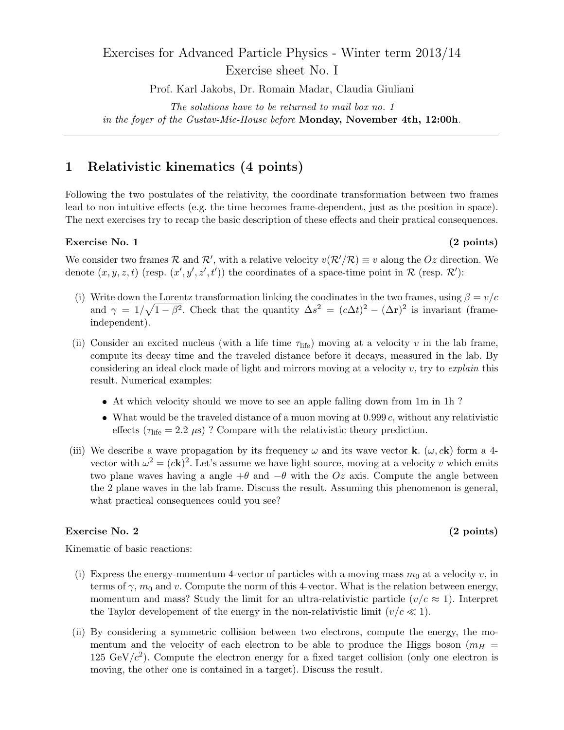# Exercises for Advanced Particle Physics - Winter term 2013/14
## Exercise sheet No. I

Prof. Karl Jakobs, Dr. Romain Madar, Claudia Giuliani

*The solutions have to be returned to mail box no. 1 in the foyer of the Gustav-Mie-House before* **Monday, November 4th, 12:00h**.

---

## 1 Relativistic kinematics (4 points)

Following the two postulates of the relativity, the coordinate transformation between two frames lead to non intuitive effects (e.g. the time becomes frame-dependent, just as the position in space). The next exercises try to recap the basic description of these effects and their pratical consequences.

### Exercise No. 1 (2 points)

We consider two frames $\mathcal{R}$ and $\mathcal{R}'$, with a relative velocity $v(\mathcal{R}'/\mathcal{R}) \equiv v$ along the $Oz$ direction. We denote $(x, y, z, t)$ (resp. $(x', y', z', t')$) the coordinates of a space-time point in $\mathcal{R}$ (resp. $\mathcal{R}'$):

(i) Write down the Lorentz transformation linking the coodinates in the two frames, using $\beta = v/c$ and $\gamma = 1/\sqrt{1-\beta^2}$. Check that the quantity $\Delta s^2 = (c\Delta t)^2 - (\Delta \mathbf{r})^2$ is invariant (frame-independent).

(ii) Consider an excited nucleus (with a life time $\tau_{\text{life}}$) moving at a velocity $v$ in the lab frame, compute its decay time and the traveled distance before it decays, measured in the lab. By considering an ideal clock made of light and mirrors moving at a velocity $v$, try to *explain* this result. Numerical examples:

- At which velocity should we move to see an apple falling down from 1m in 1h ?
- What would be the traveled distance of a muon moving at $0.999\,c$, without any relativistic effects ($\tau_{\text{life}} = 2.2\ \mu$s) ? Compare with the relativistic theory prediction.

(iii) We describe a wave propagation by its frequency $\omega$ and its wave vector $\mathbf{k}$. $(\omega, c\mathbf{k})$ form a 4-vector with $\omega^2 = (c\mathbf{k})^2$. Let's assume we have light source, moving at a velocity $v$ which emits two plane waves having a angle $+\theta$ and $-\theta$ with the $Oz$ axis. Compute the angle between the 2 plane waves in the lab frame. Discuss the result. Assuming this phenomenon is general, what practical consequences could you see?

### Exercise No. 2 (2 points)

Kinematic of basic reactions:

(i) Express the energy-momentum 4-vector of particles with a moving mass $m_0$ at a velocity $v$, in terms of $\gamma$, $m_0$ and $v$. Compute the norm of this 4-vector. What is the relation between energy, momentum and mass? Study the limit for an ultra-relativistic particle ($v/c \approx 1$). Interpret the Taylor developement of the energy in the non-relativistic limit ($v/c \ll 1$).

(ii) By considering a symmetric collision between two electrons, compute the energy, the momentum and the velocity of each electron to be able to produce the Higgs boson ($m_H = 125\ \text{GeV}/c^2$). Compute the electron energy for a fixed target collision (only one electron is moving, the other one is contained in a target). Discuss the result.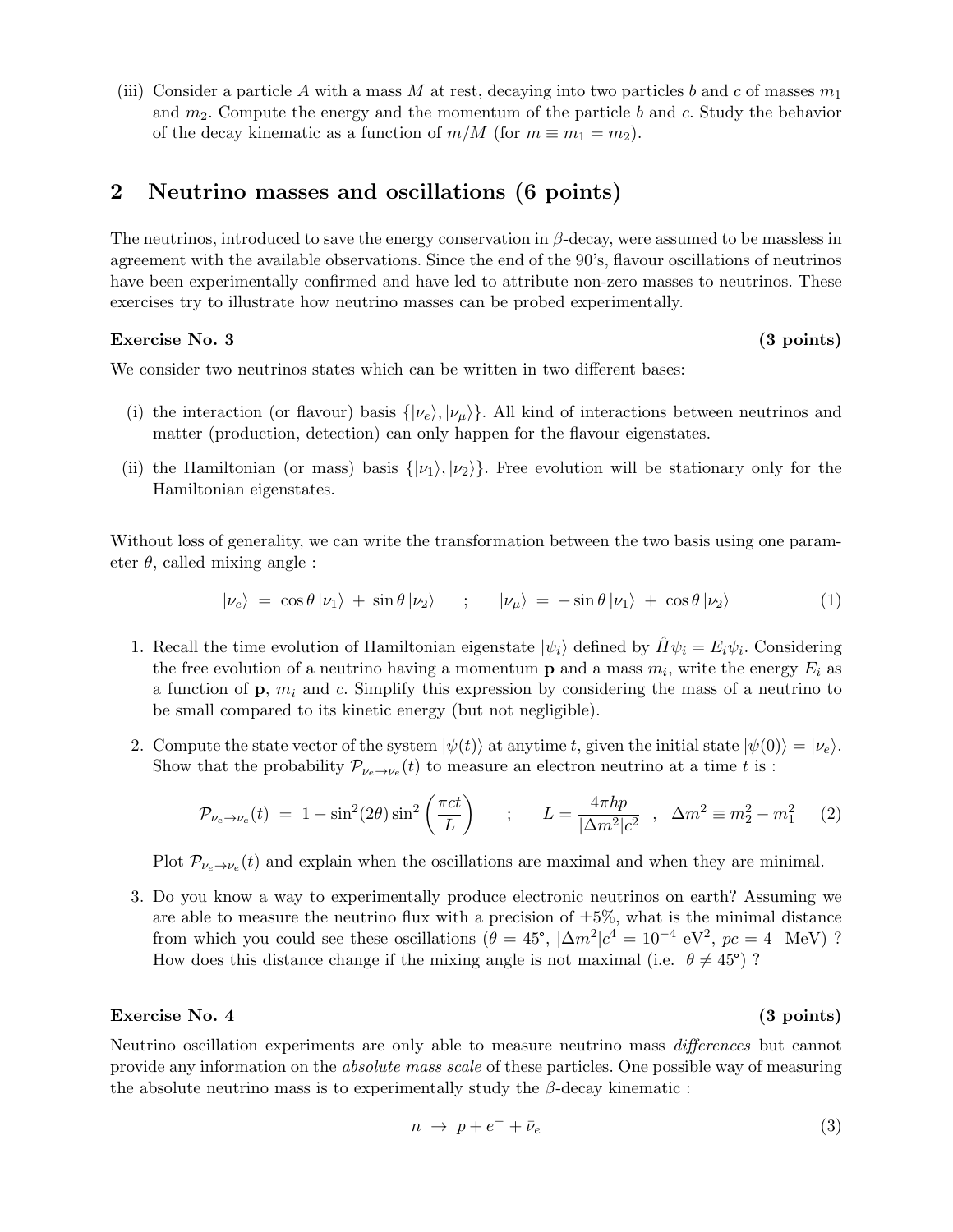(iii) Consider a particle $A$ with a mass $M$ at rest, decaying into two particles $b$ and $c$ of masses $m_1$ and $m_2$. Compute the energy and the momentum of the particle $b$ and $c$. Study the behavior of the decay kinematic as a function of $m/M$ (for $m \equiv m_1 = m_2$).

## 2 Neutrino masses and oscillations (6 points)

The neutrinos, introduced to save the energy conservation in $\beta$-decay, were assumed to be massless in agreement with the available observations. Since the end of the 90's, flavour oscillations of neutrinos have been experimentally confirmed and have led to attribute non-zero masses to neutrinos. These exercises try to illustrate how neutrino masses can be probed experimentally.

### Exercise No. 3 (3 points)

We consider two neutrinos states which can be written in two different bases:

(i) the interaction (or flavour) basis $\{|\nu_e\rangle, |\nu_\mu\rangle\}$. All kind of interactions between neutrinos and matter (production, detection) can only happen for the flavour eigenstates.

(ii) the Hamiltonian (or mass) basis $\{|\nu_1\rangle, |\nu_2\rangle\}$. Free evolution will be stationary only for the Hamiltonian eigenstates.

Without loss of generality, we can write the transformation between the two basis using one parameter $\theta$, called mixing angle :

$$|\nu_e\rangle \;=\; \cos\theta\,|\nu_1\rangle \;+\; \sin\theta\,|\nu_2\rangle \qquad ; \qquad |\nu_\mu\rangle \;=\; -\sin\theta\,|\nu_1\rangle \;+\; \cos\theta\,|\nu_2\rangle \tag{1}$$

1. Recall the time evolution of Hamiltonian eigenstate $|\psi_i\rangle$ defined by $\hat{H}\psi_i = E_i\psi_i$. Considering the free evolution of a neutrino having a momentum $\mathbf{p}$ and a mass $m_i$, write the energy $E_i$ as a function of $\mathbf{p}$, $m_i$ and $c$. Simplify this expression by considering the mass of a neutrino to be small compared to its kinetic energy (but not negligible).

2. Compute the state vector of the system $|\psi(t)\rangle$ at anytime $t$, given the initial state $|\psi(0)\rangle = |\nu_e\rangle$. Show that the probability $\mathcal{P}_{\nu_e \to \nu_e}(t)$ to measure an electron neutrino at a time $t$ is :

$$\mathcal{P}_{\nu_e \to \nu_e}(t) \;=\; 1 - \sin^2(2\theta)\sin^2\left(\frac{\pi c t}{L}\right) \qquad ; \qquad L = \frac{4\pi\hbar p}{|\Delta m^2|c^2} \;\;,\;\; \Delta m^2 \equiv m_2^2 - m_1^2 \tag{2}$$

Plot $\mathcal{P}_{\nu_e \to \nu_e}(t)$ and explain when the oscillations are maximal and when they are minimal.

3. Do you know a way to experimentally produce electronic neutrinos on earth? Assuming we are able to measure the neutrino flux with a precision of $\pm 5\%$, what is the minimal distance from which you could see these oscillations ($\theta = 45°$, $|\Delta m^2|c^4 = 10^{-4}$ eV$^2$, $pc = 4$ MeV) ? How does this distance change if the mixing angle is not maximal (i.e. $\theta \neq 45°$) ?

### Exercise No. 4 (3 points)

Neutrino oscillation experiments are only able to measure neutrino mass *differences* but cannot provide any information on the *absolute mass scale* of these particles. One possible way of measuring the absolute neutrino mass is to experimentally study the $\beta$-decay kinematic :

$$n \;\to\; p + e^- + \bar{\nu}_e \tag{3}$$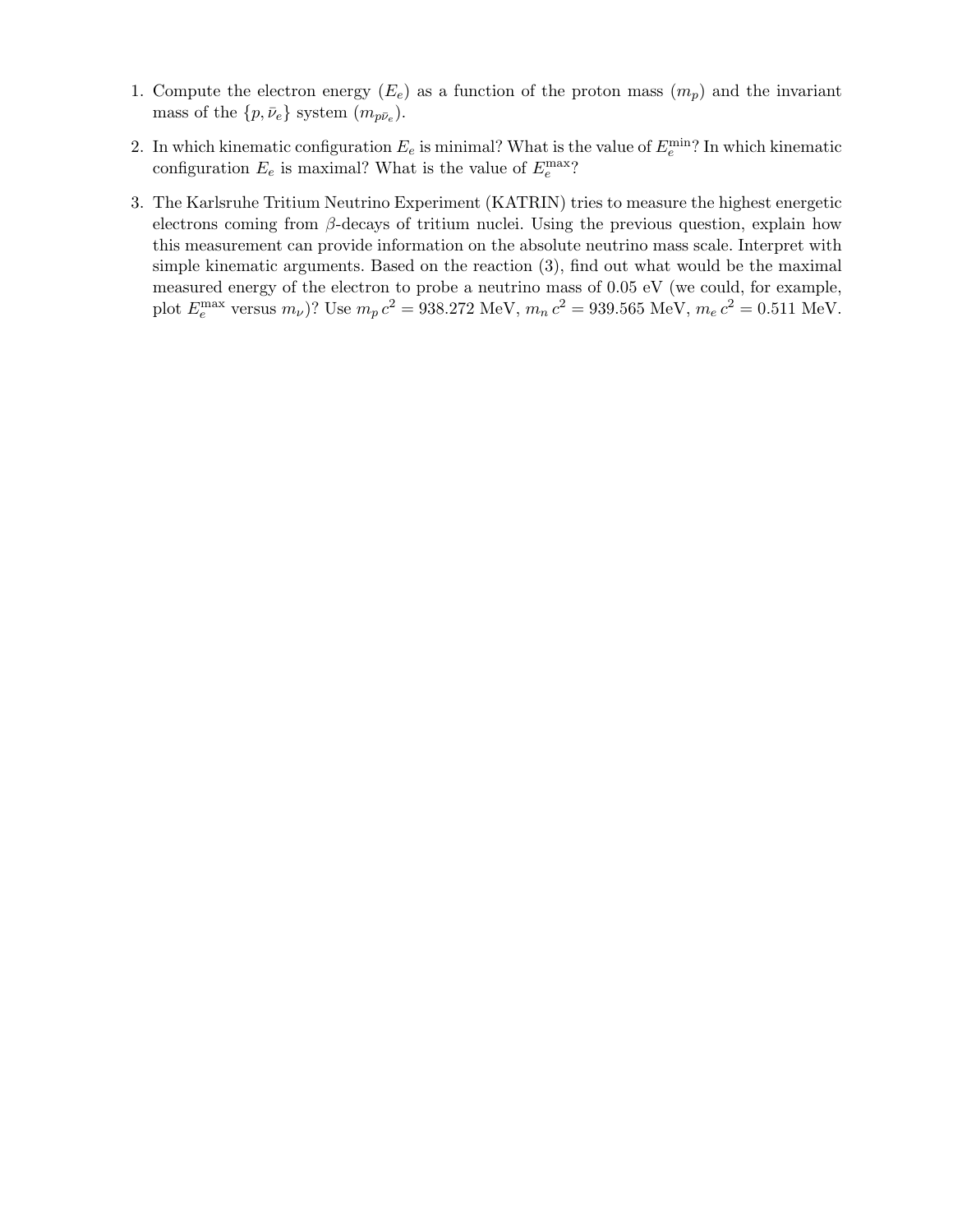1. Compute the electron energy ($E_e$) as a function of the proton mass ($m_p$) and the invariant mass of the $\{p, \bar{\nu}_e\}$ system ($m_{p\bar{\nu}_e}$).
2. In which kinematic configuration $E_e$ is minimal? What is the value of $E_e^{\min}$? In which kinematic configuration $E_e$ is maximal? What is the value of $E_e^{\max}$?
3. The Karlsruhe Tritium Neutrino Experiment (KATRIN) tries to measure the highest energetic electrons coming from $\beta$-decays of tritium nuclei. Using the previous question, explain how this measurement can provide information on the absolute neutrino mass scale. Interpret with simple kinematic arguments. Based on the reaction (3), find out what would be the maximal measured energy of the electron to probe a neutrino mass of 0.05 eV (we could, for example, plot $E_e^{\max}$ versus $m_\nu$)? Use $m_p\, c^2 = 938.272$ MeV, $m_n\, c^2 = 939.565$ MeV, $m_e\, c^2 = 0.511$ MeV.